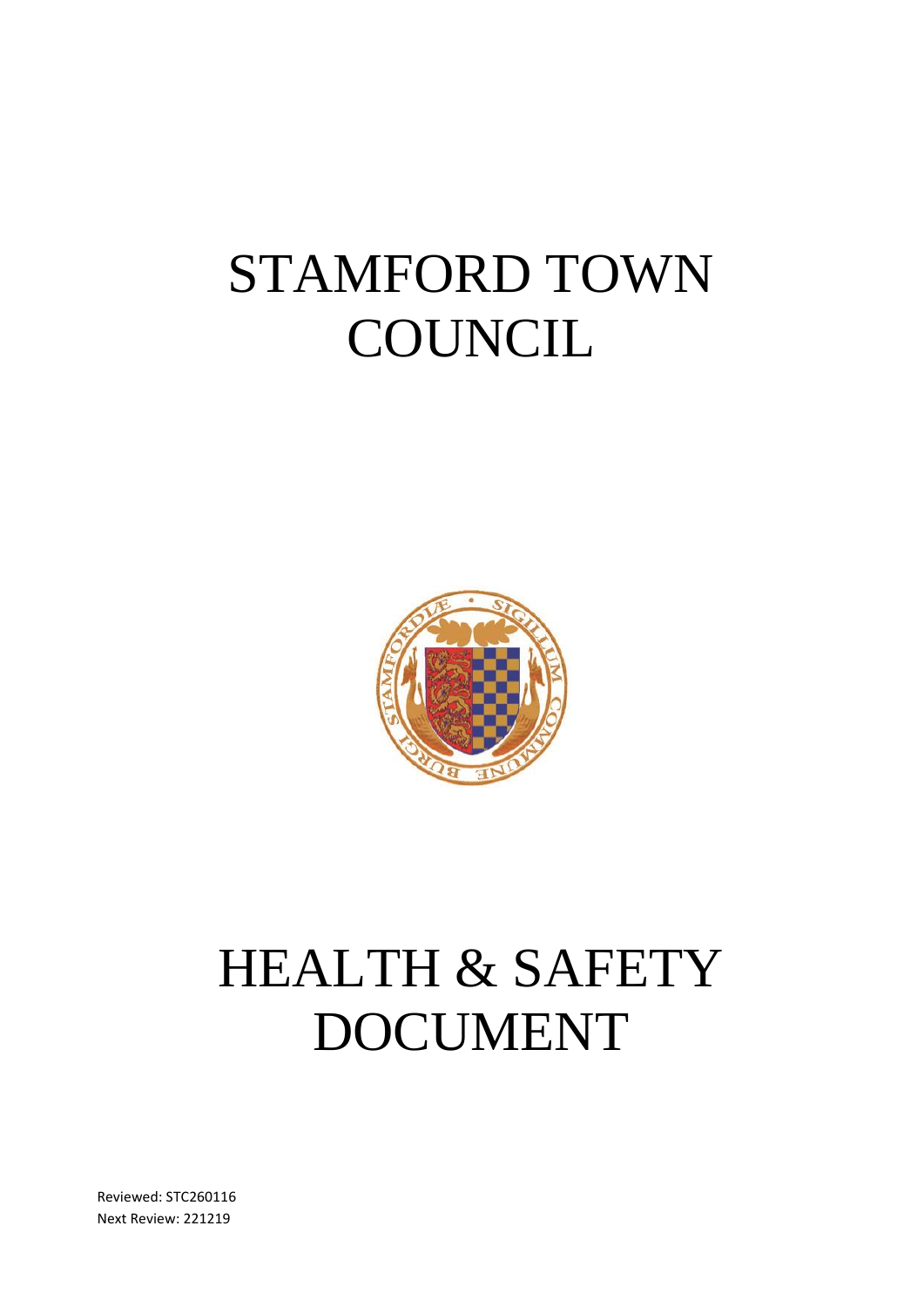# STAMFORD TOWN COUNCIL

# HEALTH & SAFETY DOCUMENT

Reviewed: STC260116

Next Review: 221219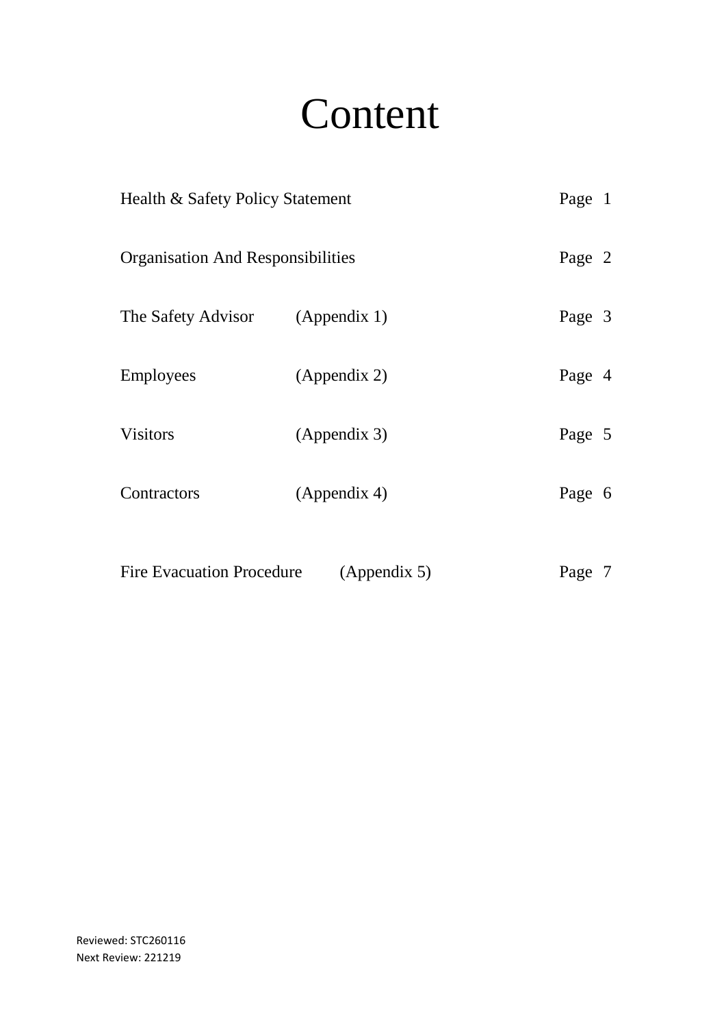# Content

| | | |
|---|---|---|
| Health & Safety Policy Statement | | Page 1 |
| Organisation And Responsibilities | | Page 2 |
| The Safety Advisor | (Appendix 1) | Page 3 |
| Employees | (Appendix 2) | Page 4 |
| Visitors | (Appendix 3) | Page 5 |
| Contractors | (Appendix 4) | Page 6 |
| Fire Evacuation Procedure | (Appendix 5) | Page 7 |

Reviewed: STC260116
Next Review: 221219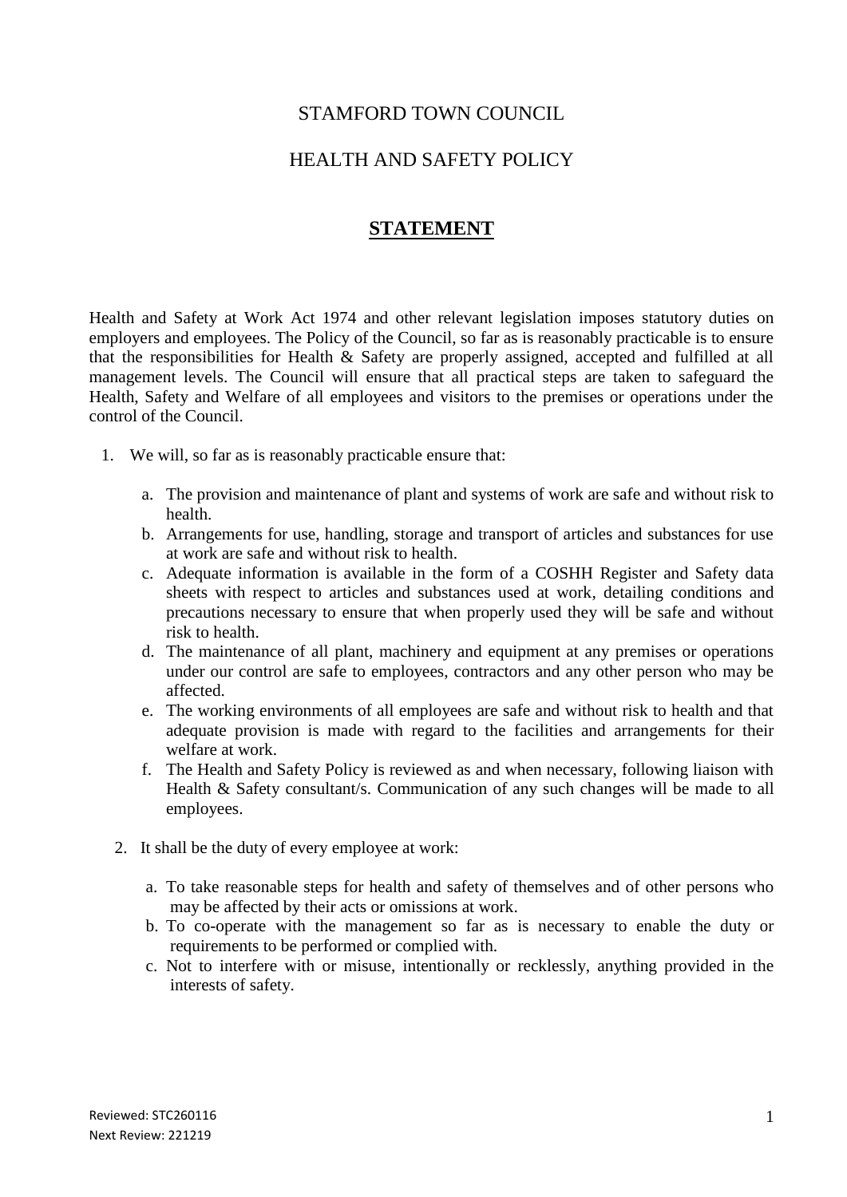# STAMFORD TOWN COUNCIL

## HEALTH AND SAFETY POLICY

## **STATEMENT**

Health and Safety at Work Act 1974 and other relevant legislation imposes statutory duties on employers and employees. The Policy of the Council, so far as is reasonably practicable is to ensure that the responsibilities for Health & Safety are properly assigned, accepted and fulfilled at all management levels. The Council will ensure that all practical steps are taken to safeguard the Health, Safety and Welfare of all employees and visitors to the premises or operations under the control of the Council.

1. We will, so far as is reasonably practicable ensure that:

   a. The provision and maintenance of plant and systems of work are safe and without risk to health.
   b. Arrangements for use, handling, storage and transport of articles and substances for use at work are safe and without risk to health.
   c. Adequate information is available in the form of a COSHH Register and Safety data sheets with respect to articles and substances used at work, detailing conditions and precautions necessary to ensure that when properly used they will be safe and without risk to health.
   d. The maintenance of all plant, machinery and equipment at any premises or operations under our control are safe to employees, contractors and any other person who may be affected.
   e. The working environments of all employees are safe and without risk to health and that adequate provision is made with regard to the facilities and arrangements for their welfare at work.
   f. The Health and Safety Policy is reviewed as and when necessary, following liaison with Health & Safety consultant/s. Communication of any such changes will be made to all employees.

2. It shall be the duty of every employee at work:

   a. To take reasonable steps for health and safety of themselves and of other persons who may be affected by their acts or omissions at work.
   b. To co-operate with the management so far as is necessary to enable the duty or requirements to be performed or complied with.
   c. Not to interfere with or misuse, intentionally or recklessly, anything provided in the interests of safety.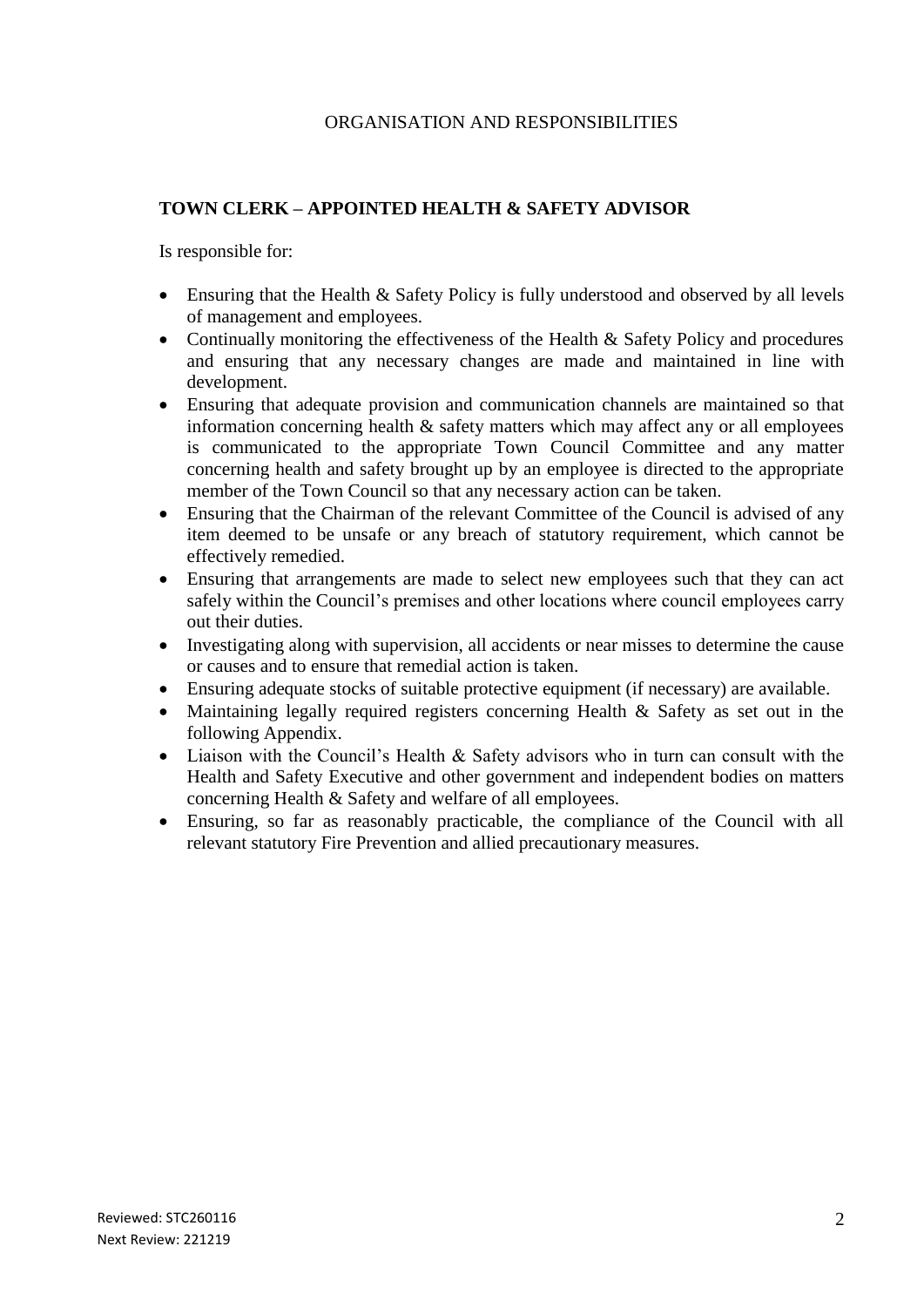ORGANISATION AND RESPONSIBILITIES

**TOWN CLERK – APPOINTED HEALTH & SAFETY ADVISOR**

Is responsible for:

- Ensuring that the Health & Safety Policy is fully understood and observed by all levels of management and employees.
- Continually monitoring the effectiveness of the Health & Safety Policy and procedures and ensuring that any necessary changes are made and maintained in line with development.
- Ensuring that adequate provision and communication channels are maintained so that information concerning health & safety matters which may affect any or all employees is communicated to the appropriate Town Council Committee and any matter concerning health and safety brought up by an employee is directed to the appropriate member of the Town Council so that any necessary action can be taken.
- Ensuring that the Chairman of the relevant Committee of the Council is advised of any item deemed to be unsafe or any breach of statutory requirement, which cannot be effectively remedied.
- Ensuring that arrangements are made to select new employees such that they can act safely within the Council's premises and other locations where council employees carry out their duties.
- Investigating along with supervision, all accidents or near misses to determine the cause or causes and to ensure that remedial action is taken.
- Ensuring adequate stocks of suitable protective equipment (if necessary) are available.
- Maintaining legally required registers concerning Health & Safety as set out in the following Appendix.
- Liaison with the Council's Health & Safety advisors who in turn can consult with the Health and Safety Executive and other government and independent bodies on matters concerning Health & Safety and welfare of all employees.
- Ensuring, so far as reasonably practicable, the compliance of the Council with all relevant statutory Fire Prevention and allied precautionary measures.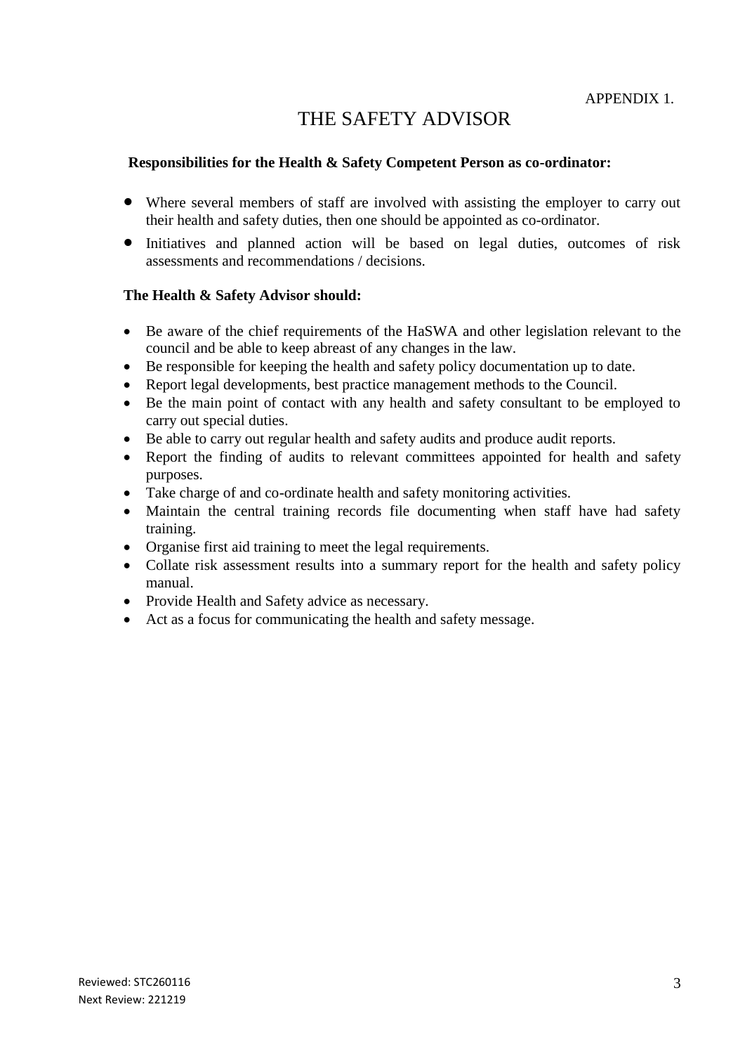APPENDIX 1.

# THE SAFETY ADVISOR

**Responsibilities for the Health & Safety Competent Person as co-ordinator:**

- Where several members of staff are involved with assisting the employer to carry out their health and safety duties, then one should be appointed as co-ordinator.
- Initiatives and planned action will be based on legal duties, outcomes of risk assessments and recommendations / decisions.

**The Health & Safety Advisor should:**

- Be aware of the chief requirements of the HaSWA and other legislation relevant to the council and be able to keep abreast of any changes in the law.
- Be responsible for keeping the health and safety policy documentation up to date.
- Report legal developments, best practice management methods to the Council.
- Be the main point of contact with any health and safety consultant to be employed to carry out special duties.
- Be able to carry out regular health and safety audits and produce audit reports.
- Report the finding of audits to relevant committees appointed for health and safety purposes.
- Take charge of and co-ordinate health and safety monitoring activities.
- Maintain the central training records file documenting when staff have had safety training.
- Organise first aid training to meet the legal requirements.
- Collate risk assessment results into a summary report for the health and safety policy manual.
- Provide Health and Safety advice as necessary.
- Act as a focus for communicating the health and safety message.

Reviewed: STC260116
Next Review: 221219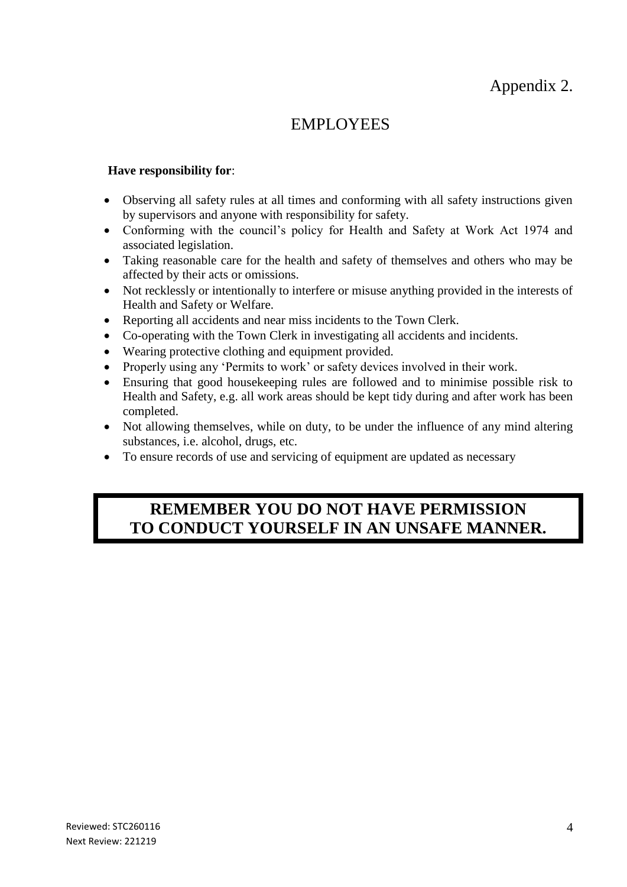Appendix 2.

# EMPLOYEES

**Have responsibility for**:

- Observing all safety rules at all times and conforming with all safety instructions given by supervisors and anyone with responsibility for safety.
- Conforming with the council's policy for Health and Safety at Work Act 1974 and associated legislation.
- Taking reasonable care for the health and safety of themselves and others who may be affected by their acts or omissions.
- Not recklessly or intentionally to interfere or misuse anything provided in the interests of Health and Safety or Welfare.
- Reporting all accidents and near miss incidents to the Town Clerk.
- Co-operating with the Town Clerk in investigating all accidents and incidents.
- Wearing protective clothing and equipment provided.
- Properly using any 'Permits to work' or safety devices involved in their work.
- Ensuring that good housekeeping rules are followed and to minimise possible risk to Health and Safety, e.g. all work areas should be kept tidy during and after work has been completed.
- Not allowing themselves, while on duty, to be under the influence of any mind altering substances, i.e. alcohol, drugs, etc.
- To ensure records of use and servicing of equipment are updated as necessary

**REMEMBER YOU DO NOT HAVE PERMISSION TO CONDUCT YOURSELF IN AN UNSAFE MANNER.**

Reviewed: STC260116
Next Review: 221219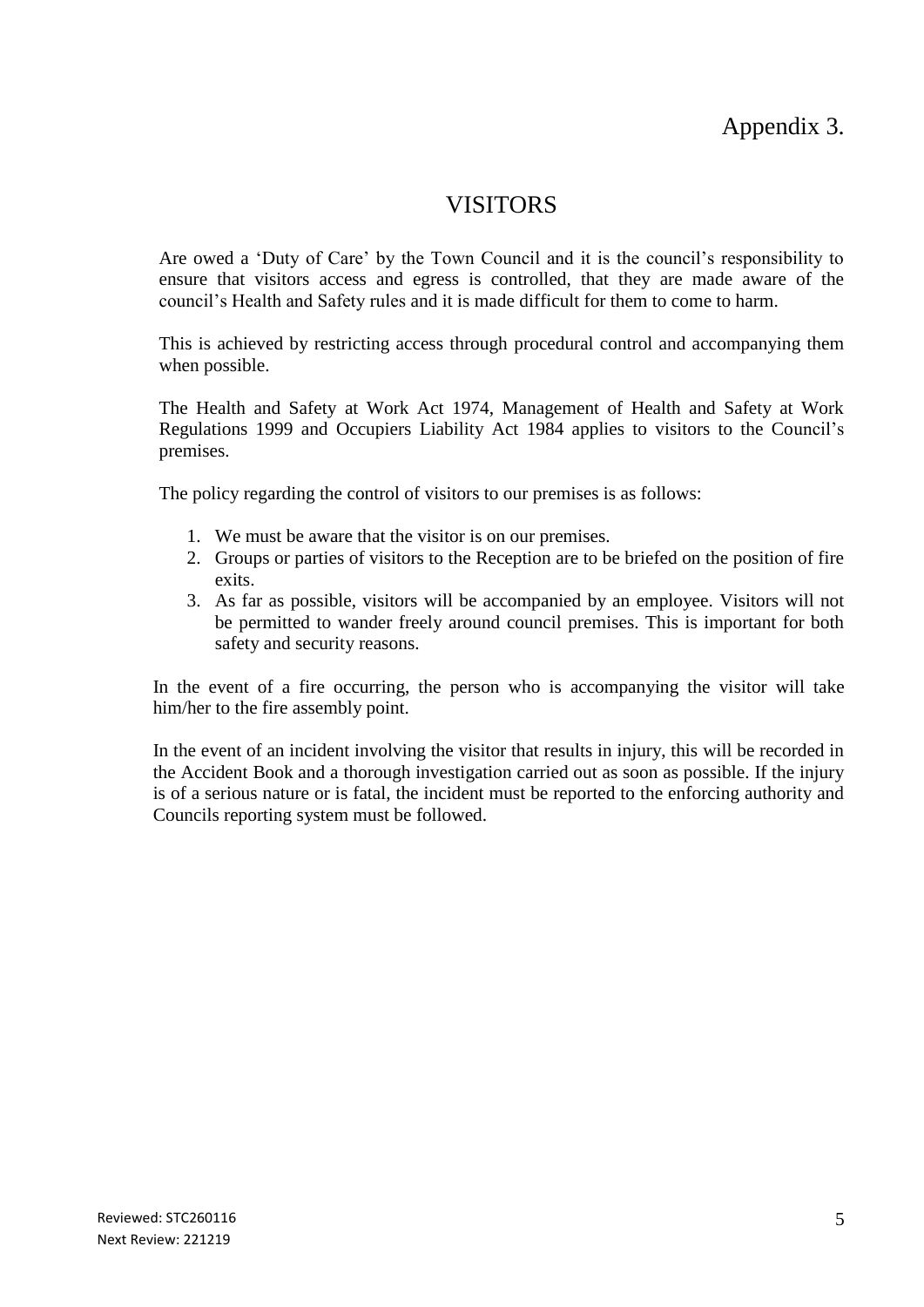Appendix 3.

# VISITORS

Are owed a 'Duty of Care' by the Town Council and it is the council's responsibility to ensure that visitors access and egress is controlled, that they are made aware of the council's Health and Safety rules and it is made difficult for them to come to harm.

This is achieved by restricting access through procedural control and accompanying them when possible.

The Health and Safety at Work Act 1974, Management of Health and Safety at Work Regulations 1999 and Occupiers Liability Act 1984 applies to visitors to the Council's premises.

The policy regarding the control of visitors to our premises is as follows:

1. We must be aware that the visitor is on our premises.
2. Groups or parties of visitors to the Reception are to be briefed on the position of fire exits.
3. As far as possible, visitors will be accompanied by an employee. Visitors will not be permitted to wander freely around council premises. This is important for both safety and security reasons.

In the event of a fire occurring, the person who is accompanying the visitor will take him/her to the fire assembly point.

In the event of an incident involving the visitor that results in injury, this will be recorded in the Accident Book and a thorough investigation carried out as soon as possible. If the injury is of a serious nature or is fatal, the incident must be reported to the enforcing authority and Councils reporting system must be followed.

Reviewed: STC260116
Next Review: 221219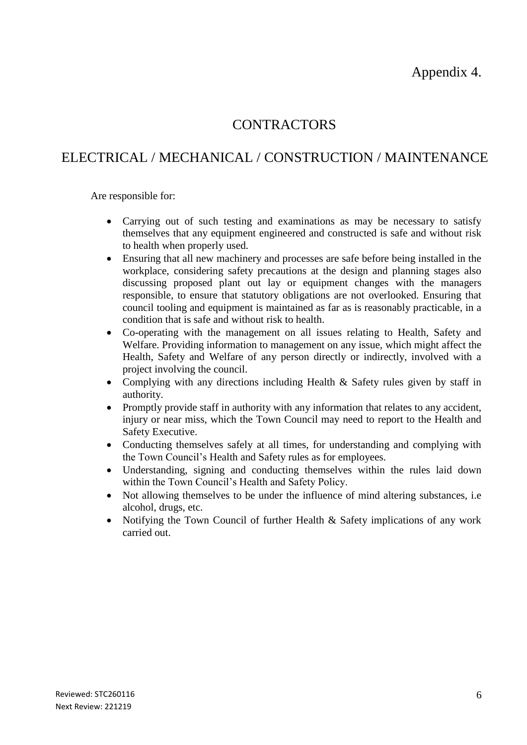Appendix 4.

# CONTRACTORS

## ELECTRICAL / MECHANICAL / CONSTRUCTION / MAINTENANCE

Are responsible for:

- Carrying out of such testing and examinations as may be necessary to satisfy themselves that any equipment engineered and constructed is safe and without risk to health when properly used.
- Ensuring that all new machinery and processes are safe before being installed in the workplace, considering safety precautions at the design and planning stages also discussing proposed plant out lay or equipment changes with the managers responsible, to ensure that statutory obligations are not overlooked. Ensuring that council tooling and equipment is maintained as far as is reasonably practicable, in a condition that is safe and without risk to health.
- Co-operating with the management on all issues relating to Health, Safety and Welfare. Providing information to management on any issue, which might affect the Health, Safety and Welfare of any person directly or indirectly, involved with a project involving the council.
- Complying with any directions including Health & Safety rules given by staff in authority.
- Promptly provide staff in authority with any information that relates to any accident, injury or near miss, which the Town Council may need to report to the Health and Safety Executive.
- Conducting themselves safely at all times, for understanding and complying with the Town Council's Health and Safety rules as for employees.
- Understanding, signing and conducting themselves within the rules laid down within the Town Council's Health and Safety Policy.
- Not allowing themselves to be under the influence of mind altering substances, i.e alcohol, drugs, etc.
- Notifying the Town Council of further Health & Safety implications of any work carried out.

Reviewed: STC260116
Next Review: 221219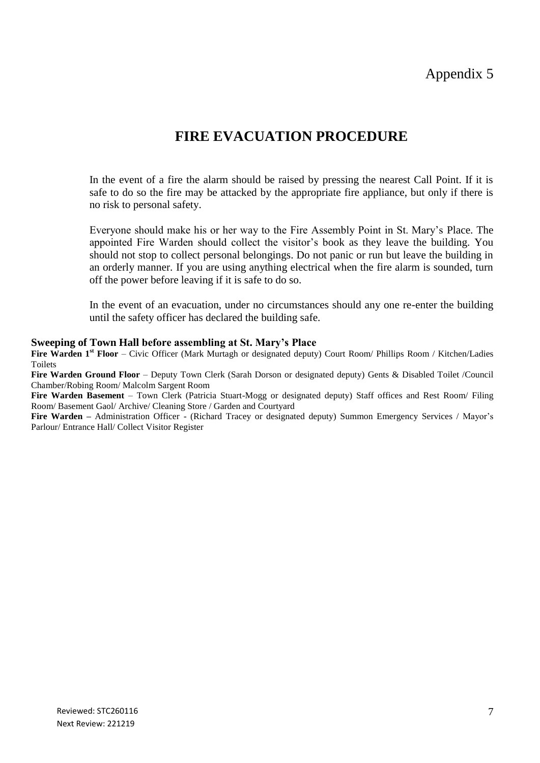Appendix 5

# FIRE EVACUATION PROCEDURE

In the event of a fire the alarm should be raised by pressing the nearest Call Point. If it is safe to do so the fire may be attacked by the appropriate fire appliance, but only if there is no risk to personal safety.

Everyone should make his or her way to the Fire Assembly Point in St. Mary's Place. The appointed Fire Warden should collect the visitor's book as they leave the building. You should not stop to collect personal belongings. Do not panic or run but leave the building in an orderly manner. If you are using anything electrical when the fire alarm is sounded, turn off the power before leaving if it is safe to do so.

In the event of an evacuation, under no circumstances should any one re-enter the building until the safety officer has declared the building safe.

**Sweeping of Town Hall before assembling at St. Mary's Place**

**Fire Warden 1st Floor** – Civic Officer (Mark Murtagh or designated deputy) Court Room/ Phillips Room / Kitchen/Ladies Toilets

**Fire Warden Ground Floor** – Deputy Town Clerk (Sarah Dorson or designated deputy) Gents & Disabled Toilet /Council Chamber/Robing Room/ Malcolm Sargent Room

**Fire Warden Basement** – Town Clerk (Patricia Stuart-Mogg or designated deputy) Staff offices and Rest Room/ Filing Room/ Basement Gaol/ Archive/ Cleaning Store / Garden and Courtyard

**Fire Warden –** Administration Officer - (Richard Tracey or designated deputy) Summon Emergency Services / Mayor's Parlour/ Entrance Hall/ Collect Visitor Register

Reviewed: STC260116
Next Review: 221219